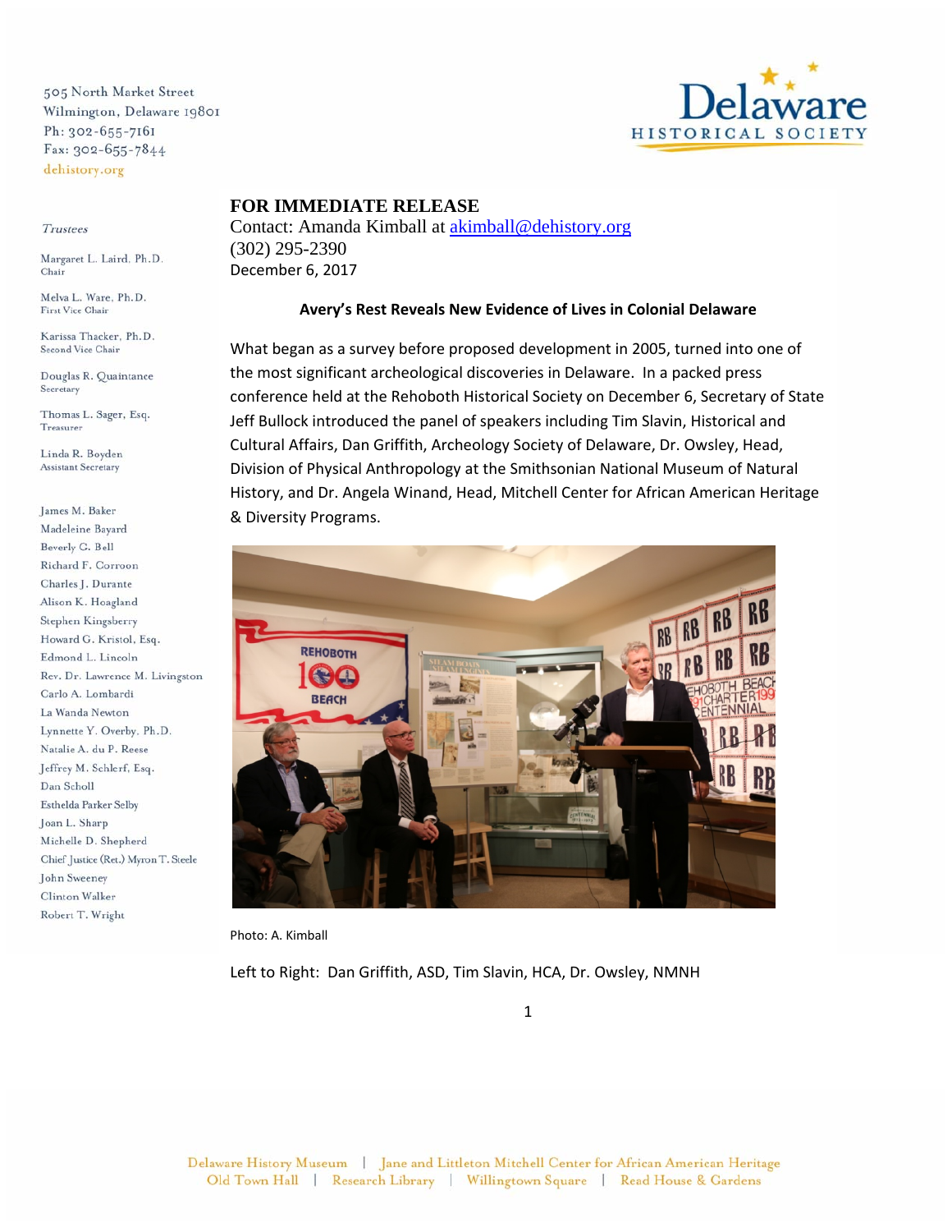505 North Market Street
Wilmington, Delaware 19801
Ph: 302-655-7161
Fax: 302-655-7844
dehistory.org

Delaware HISTORICAL SOCIETY

*Trustees*

Margaret L. Laird, Ph.D.
Chair

Melva L. Ware, Ph.D.
First Vice Chair

Karissa Thacker, Ph.D.
Second Vice Chair

Douglas R. Quaintance
Secretary

Thomas L. Sager, Esq.
Treasurer

Linda R. Boyden
Assistant Secretary

James M. Baker
Madeleine Bayard
Beverly G. Bell
Richard F. Corroon
Charles J. Durante
Alison K. Hoagland
Stephen Kingsberry
Howard G. Kristol, Esq.
Edmond L. Lincoln
Rev. Dr. Lawrence M. Livingston
Carlo A. Lombardi
La Wanda Newton
Lynnette Y. Overby, Ph.D.
Natalie A. du P. Reese
Jeffrey M. Schlerf, Esq.
Dan Scholl
Esthelda Parker Selby
Joan L. Sharp
Michelle D. Shepherd
Chief Justice (Ret.) Myron T. Steele
John Sweeney
Clinton Walker
Robert T. Wright

**FOR IMMEDIATE RELEASE**

Contact: Amanda Kimball at akimball@dehistory.org
(302) 295-2390
December 6, 2017

**Avery's Rest Reveals New Evidence of Lives in Colonial Delaware**

What began as a survey before proposed development in 2005, turned into one of the most significant archeological discoveries in Delaware. In a packed press conference held at the Rehoboth Historical Society on December 6, Secretary of State Jeff Bullock introduced the panel of speakers including Tim Slavin, Historical and Cultural Affairs, Dan Griffith, Archeology Society of Delaware, Dr. Owsley, Head, Division of Physical Anthropology at the Smithsonian National Museum of Natural History, and Dr. Angela Winand, Head, Mitchell Center for African American Heritage & Diversity Programs.

Photo: A. Kimball

Left to Right: Dan Griffith, ASD, Tim Slavin, HCA, Dr. Owsley, NMNH

Delaware History Museum | Jane and Littleton Mitchell Center for African American Heritage
Old Town Hall | Research Library | Willingtown Square | Read House & Gardens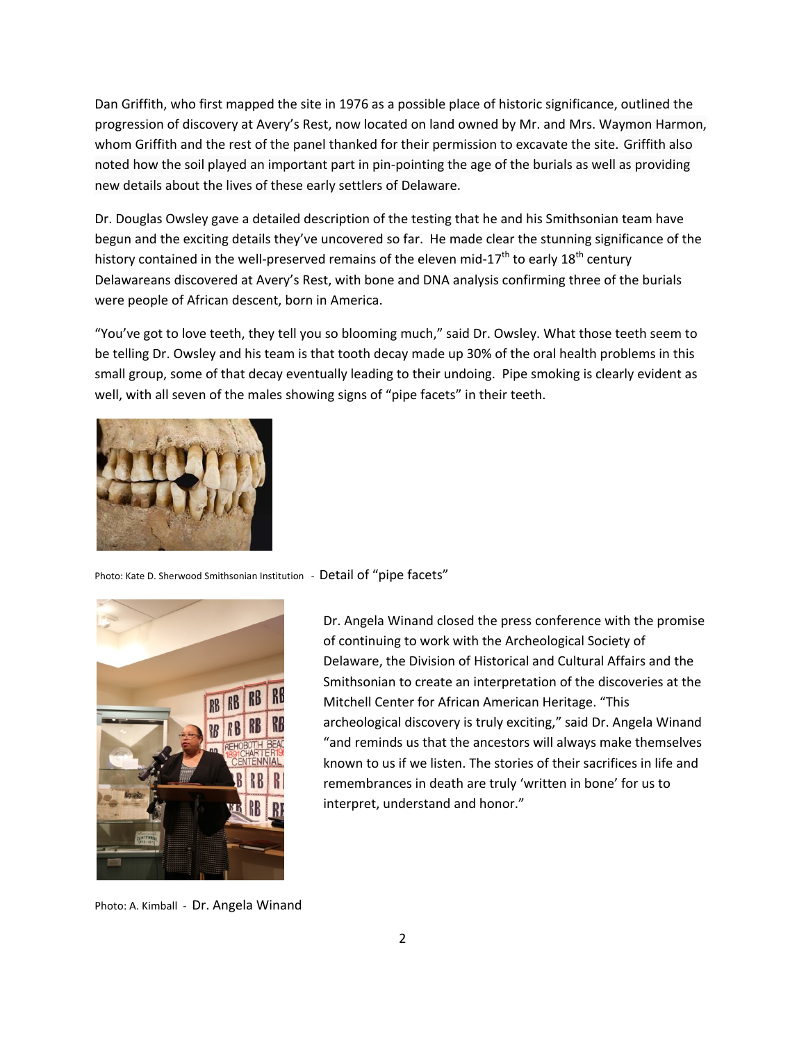Dan Griffith, who first mapped the site in 1976 as a possible place of historic significance, outlined the progression of discovery at Avery's Rest, now located on land owned by Mr. and Mrs. Waymon Harmon, whom Griffith and the rest of the panel thanked for their permission to excavate the site. Griffith also noted how the soil played an important part in pin-pointing the age of the burials as well as providing new details about the lives of these early settlers of Delaware.

Dr. Douglas Owsley gave a detailed description of the testing that he and his Smithsonian team have begun and the exciting details they've uncovered so far. He made clear the stunning significance of the history contained in the well-preserved remains of the eleven mid-17th to early 18th century Delawareans discovered at Avery's Rest, with bone and DNA analysis confirming three of the burials were people of African descent, born in America.

"You've got to love teeth, they tell you so blooming much," said Dr. Owsley. What those teeth seem to be telling Dr. Owsley and his team is that tooth decay made up 30% of the oral health problems in this small group, some of that decay eventually leading to their undoing. Pipe smoking is clearly evident as well, with all seven of the males showing signs of "pipe facets" in their teeth.

Photo: Kate D. Sherwood Smithsonian Institution - Detail of "pipe facets"

Dr. Angela Winand closed the press conference with the promise of continuing to work with the Archeological Society of Delaware, the Division of Historical and Cultural Affairs and the Smithsonian to create an interpretation of the discoveries at the Mitchell Center for African American Heritage. "This archeological discovery is truly exciting," said Dr. Angela Winand "and reminds us that the ancestors will always make themselves known to us if we listen. The stories of their sacrifices in life and remembrances in death are truly 'written in bone' for us to interpret, understand and honor."

Photo: A. Kimball - Dr. Angela Winand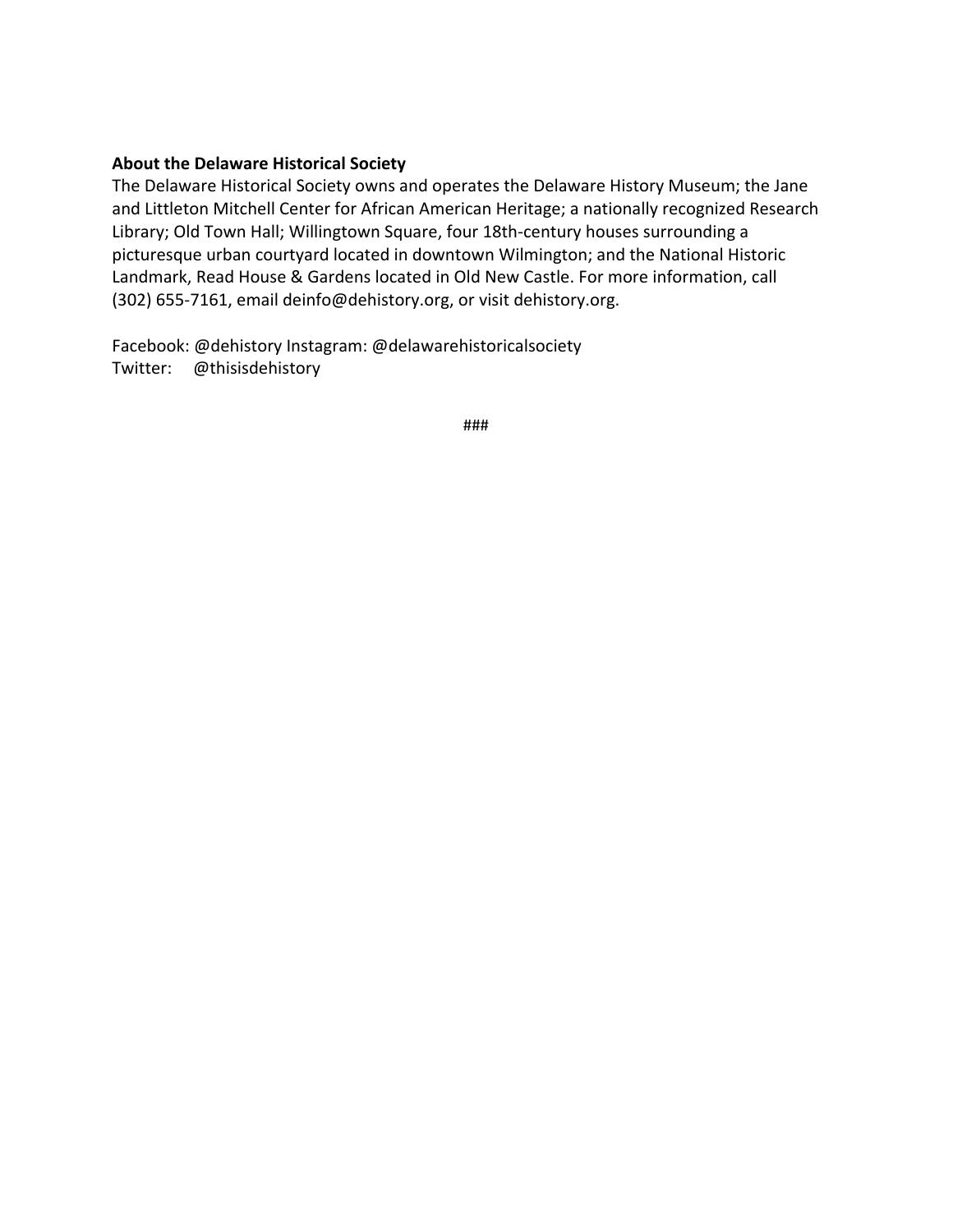**About the Delaware Historical Society**

The Delaware Historical Society owns and operates the Delaware History Museum; the Jane and Littleton Mitchell Center for African American Heritage; a nationally recognized Research Library; Old Town Hall; Willingtown Square, four 18th-century houses surrounding a picturesque urban courtyard located in downtown Wilmington; and the National Historic Landmark, Read House & Gardens located in Old New Castle. For more information, call (302) 655-7161, email deinfo@dehistory.org, or visit dehistory.org.

Facebook: @dehistory Instagram: @delawarehistoricalsociety
Twitter: @thisisdehistory

###